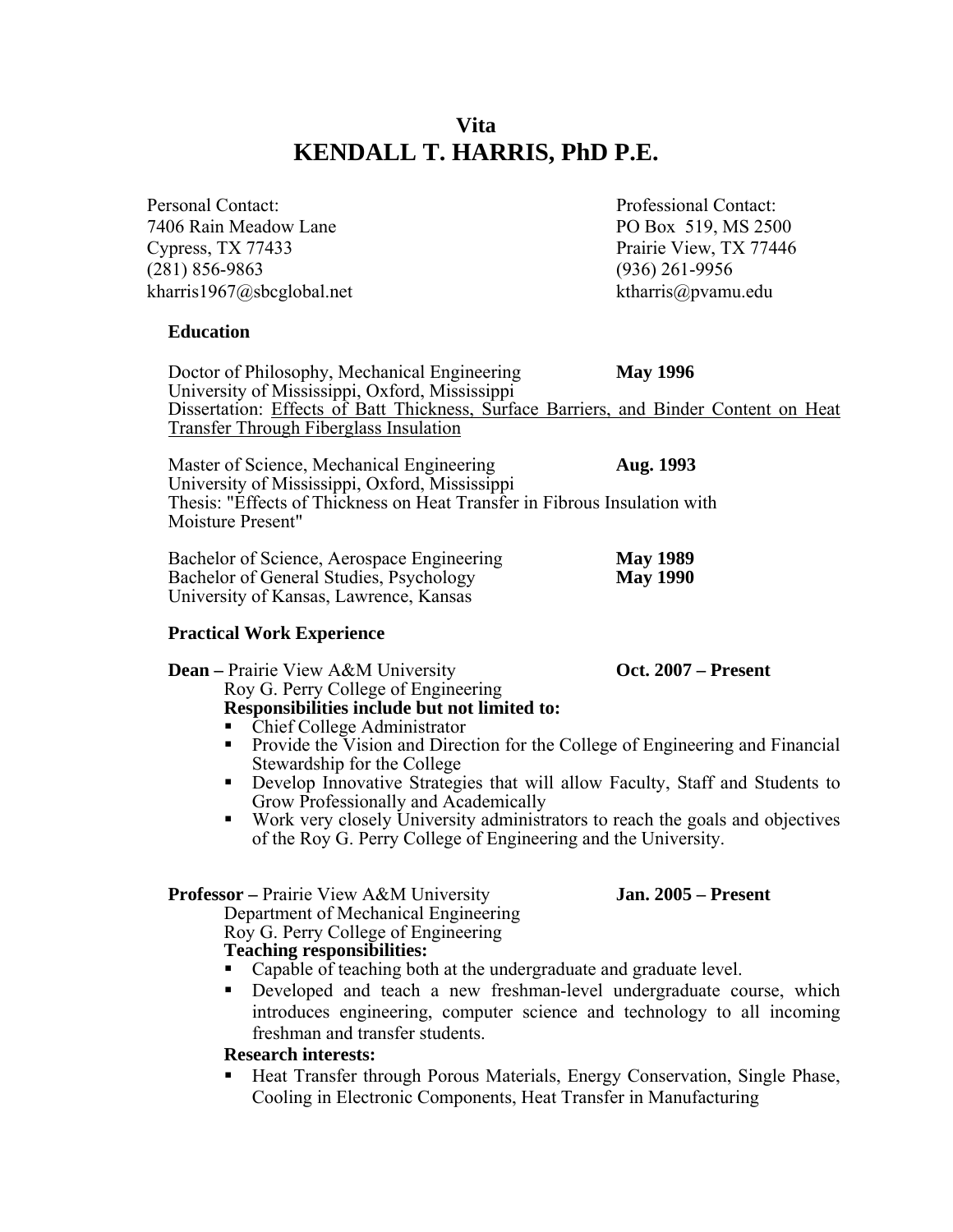# Vita
# KENDALL T. HARRIS, PhD P.E.

Personal Contact:
7406 Rain Meadow Lane
Cypress, TX 77433
(281) 856-9863
kharris1967@sbcglobal.net

Professional Contact:
PO Box 519, MS 2500
Prairie View, TX 77446
(936) 261-9956
ktharris@pvamu.edu

## Education

Doctor of Philosophy, Mechanical Engineering **May 1996**
University of Mississippi, Oxford, Mississippi
Dissertation: Effects of Batt Thickness, Surface Barriers, and Binder Content on Heat Transfer Through Fiberglass Insulation

Master of Science, Mechanical Engineering **Aug. 1993**
University of Mississippi, Oxford, Mississippi
Thesis: "Effects of Thickness on Heat Transfer in Fibrous Insulation with Moisture Present"

Bachelor of Science, Aerospace Engineering **May 1989**
Bachelor of General Studies, Psychology **May 1990**
University of Kansas, Lawrence, Kansas

## Practical Work Experience

**Dean –** Prairie View A&M University **Oct. 2007 – Present**
Roy G. Perry College of Engineering
**Responsibilities include but not limited to:**

- Chief College Administrator
- Provide the Vision and Direction for the College of Engineering and Financial Stewardship for the College
- Develop Innovative Strategies that will allow Faculty, Staff and Students to Grow Professionally and Academically
- Work very closely University administrators to reach the goals and objectives of the Roy G. Perry College of Engineering and the University.

**Professor –** Prairie View A&M University **Jan. 2005 – Present**
Department of Mechanical Engineering
Roy G. Perry College of Engineering
**Teaching responsibilities:**

- Capable of teaching both at the undergraduate and graduate level.
- Developed and teach a new freshman-level undergraduate course, which introduces engineering, computer science and technology to all incoming freshman and transfer students.

**Research interests:**

- Heat Transfer through Porous Materials, Energy Conservation, Single Phase, Cooling in Electronic Components, Heat Transfer in Manufacturing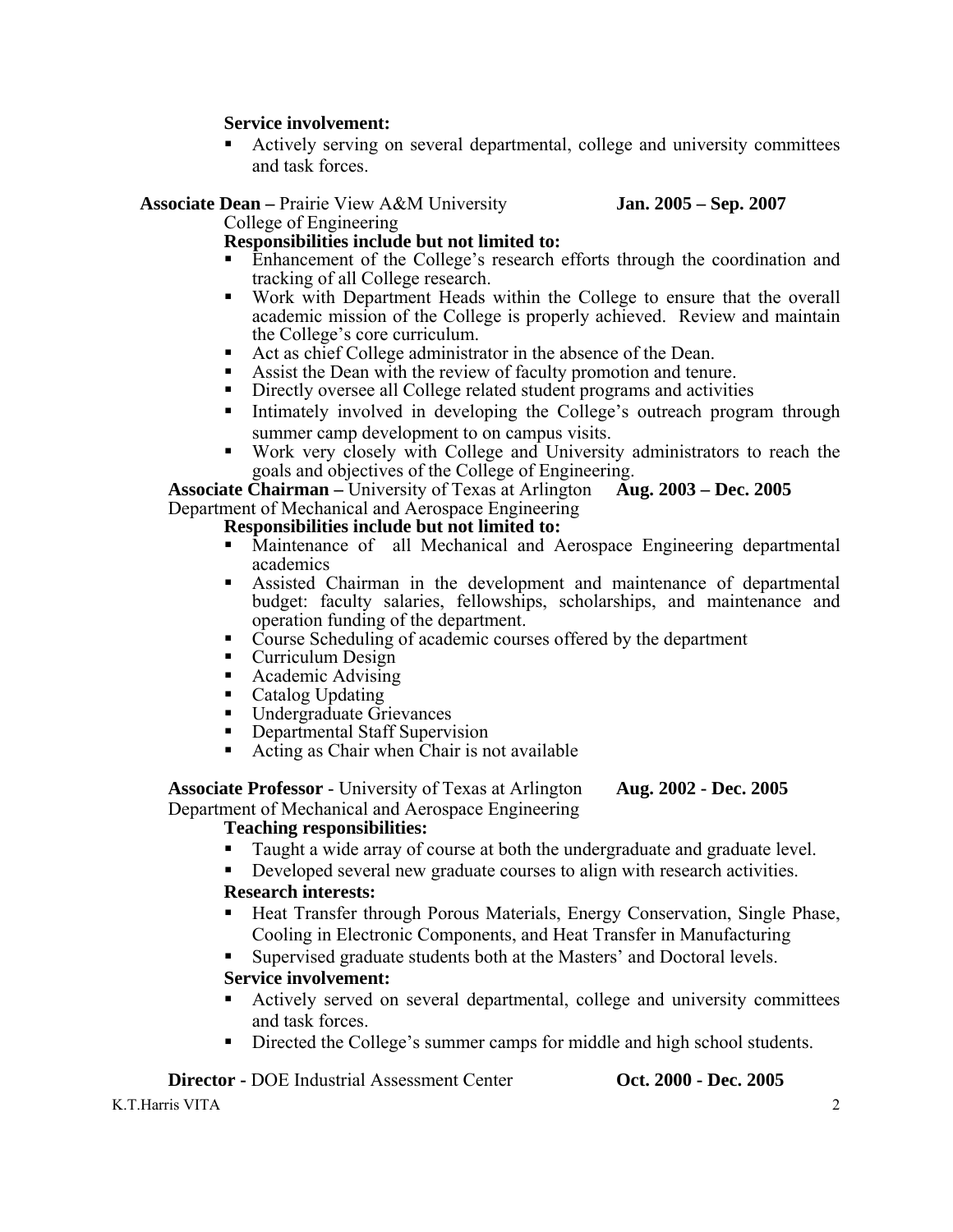**Service involvement:**

- Actively serving on several departmental, college and university committees and task forces.

**Associate Dean –** Prairie View A&M University **Jan. 2005 – Sep. 2007**
College of Engineering

**Responsibilities include but not limited to:**

- Enhancement of the College's research efforts through the coordination and tracking of all College research.
- Work with Department Heads within the College to ensure that the overall academic mission of the College is properly achieved. Review and maintain the College's core curriculum.
- Act as chief College administrator in the absence of the Dean.
- Assist the Dean with the review of faculty promotion and tenure.
- Directly oversee all College related student programs and activities
- Intimately involved in developing the College's outreach program through summer camp development to on campus visits.
- Work very closely with College and University administrators to reach the goals and objectives of the College of Engineering.

**Associate Chairman –** University of Texas at Arlington **Aug. 2003 – Dec. 2005**
Department of Mechanical and Aerospace Engineering

**Responsibilities include but not limited to:**

- Maintenance of all Mechanical and Aerospace Engineering departmental academics
- Assisted Chairman in the development and maintenance of departmental budget: faculty salaries, fellowships, scholarships, and maintenance and operation funding of the department.
- Course Scheduling of academic courses offered by the department
- Curriculum Design
- Academic Advising
- Catalog Updating
- Undergraduate Grievances
- Departmental Staff Supervision
- Acting as Chair when Chair is not available

**Associate Professor** - University of Texas at Arlington **Aug. 2002 - Dec. 2005**
Department of Mechanical and Aerospace Engineering

**Teaching responsibilities:**

- Taught a wide array of course at both the undergraduate and graduate level.
- Developed several new graduate courses to align with research activities.

**Research interests:**

- Heat Transfer through Porous Materials, Energy Conservation, Single Phase, Cooling in Electronic Components, and Heat Transfer in Manufacturing
- Supervised graduate students both at the Masters' and Doctoral levels.

**Service involvement:**

- Actively served on several departmental, college and university committees and task forces.
- Directed the College's summer camps for middle and high school students.

**Director** - DOE Industrial Assessment Center **Oct. 2000 - Dec. 2005**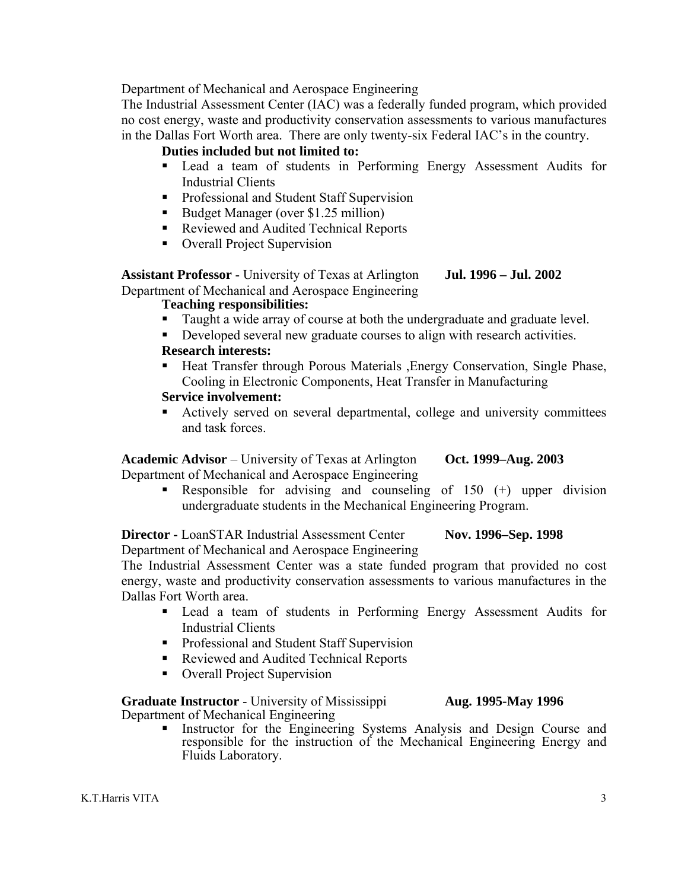Department of Mechanical and Aerospace Engineering

The Industrial Assessment Center (IAC) was a federally funded program, which provided no cost energy, waste and productivity conservation assessments to various manufactures in the Dallas Fort Worth area. There are only twenty-six Federal IAC's in the country.

**Duties included but not limited to:**

- Lead a team of students in Performing Energy Assessment Audits for Industrial Clients
- Professional and Student Staff Supervision
- Budget Manager (over $1.25 million)
- Reviewed and Audited Technical Reports
- Overall Project Supervision

**Assistant Professor** - University of Texas at Arlington **Jul. 1996 – Jul. 2002**
Department of Mechanical and Aerospace Engineering

**Teaching responsibilities:**

- Taught a wide array of course at both the undergraduate and graduate level.
- Developed several new graduate courses to align with research activities.

**Research interests:**

- Heat Transfer through Porous Materials ,Energy Conservation, Single Phase, Cooling in Electronic Components, Heat Transfer in Manufacturing

**Service involvement:**

- Actively served on several departmental, college and university committees and task forces.

**Academic Advisor** – University of Texas at Arlington **Oct. 1999–Aug. 2003**
Department of Mechanical and Aerospace Engineering

- Responsible for advising and counseling of 150 (+) upper division undergraduate students in the Mechanical Engineering Program.

**Director** - LoanSTAR Industrial Assessment Center **Nov. 1996–Sep. 1998**
Department of Mechanical and Aerospace Engineering

The Industrial Assessment Center was a state funded program that provided no cost energy, waste and productivity conservation assessments to various manufactures in the Dallas Fort Worth area.

- Lead a team of students in Performing Energy Assessment Audits for Industrial Clients
- Professional and Student Staff Supervision
- Reviewed and Audited Technical Reports
- Overall Project Supervision

**Graduate Instructor** - University of Mississippi **Aug. 1995-May 1996**
Department of Mechanical Engineering

- Instructor for the Engineering Systems Analysis and Design Course and responsible for the instruction of the Mechanical Engineering Energy and Fluids Laboratory.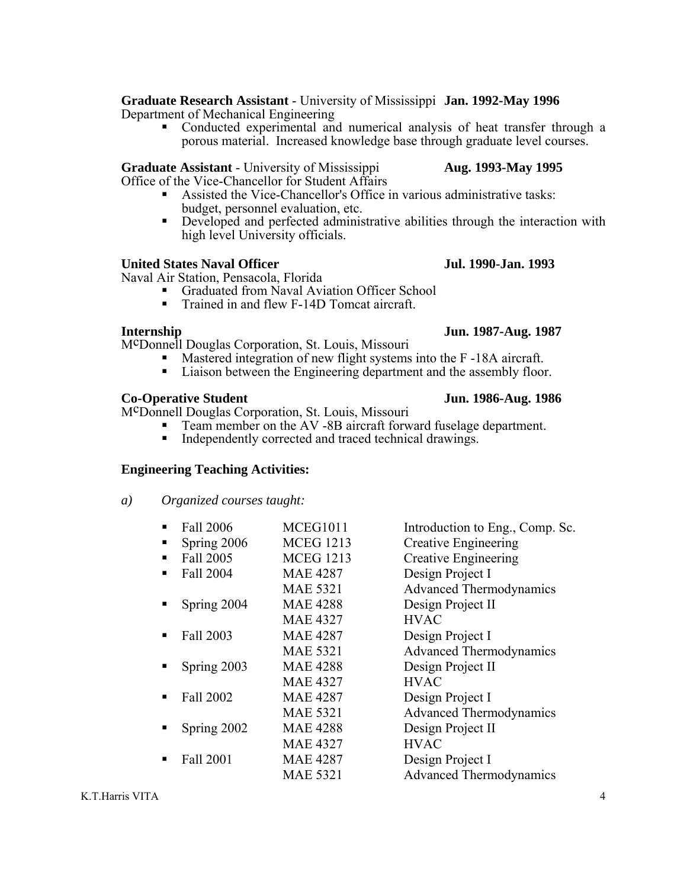**Graduate Research Assistant** - University of Mississippi **Jan. 1992-May 1996**
Department of Mechanical Engineering

- Conducted experimental and numerical analysis of heat transfer through a porous material. Increased knowledge base through graduate level courses.

**Graduate Assistant** - University of Mississippi **Aug. 1993-May 1995**
Office of the Vice-Chancellor for Student Affairs

- Assisted the Vice-Chancellor's Office in various administrative tasks: budget, personnel evaluation, etc.
- Developed and perfected administrative abilities through the interaction with high level University officials.

**United States Naval Officer** **Jul. 1990-Jan. 1993**
Naval Air Station, Pensacola, Florida

- Graduated from Naval Aviation Officer School
- Trained in and flew F-14D Tomcat aircraft.

**Internship** **Jun. 1987-Aug. 1987**
McDonnell Douglas Corporation, St. Louis, Missouri

- Mastered integration of new flight systems into the F -18A aircraft.
- Liaison between the Engineering department and the assembly floor.

**Co-Operative Student** **Jun. 1986-Aug. 1986**
McDonnell Douglas Corporation, St. Louis, Missouri

- Team member on the AV -8B aircraft forward fuselage department.
- Independently corrected and traced technical drawings.

**Engineering Teaching Activities:**

*a) Organized courses taught:*

| Semester | Course | Title |
|---|---|---|
| Fall 2006 | MCEG1011 | Introduction to Eng., Comp. Sc. |
| Spring 2006 | MCEG 1213 | Creative Engineering |
| Fall 2005 | MCEG 1213 | Creative Engineering |
| Fall 2004 | MAE 4287 | Design Project I |
| | MAE 5321 | Advanced Thermodynamics |
| Spring 2004 | MAE 4288 | Design Project II |
| | MAE 4327 | HVAC |
| Fall 2003 | MAE 4287 | Design Project I |
| | MAE 5321 | Advanced Thermodynamics |
| Spring 2003 | MAE 4288 | Design Project II |
| | MAE 4327 | HVAC |
| Fall 2002 | MAE 4287 | Design Project I |
| | MAE 5321 | Advanced Thermodynamics |
| Spring 2002 | MAE 4288 | Design Project II |
| | MAE 4327 | HVAC |
| Fall 2001 | MAE 4287 | Design Project I |
| | MAE 5321 | Advanced Thermodynamics |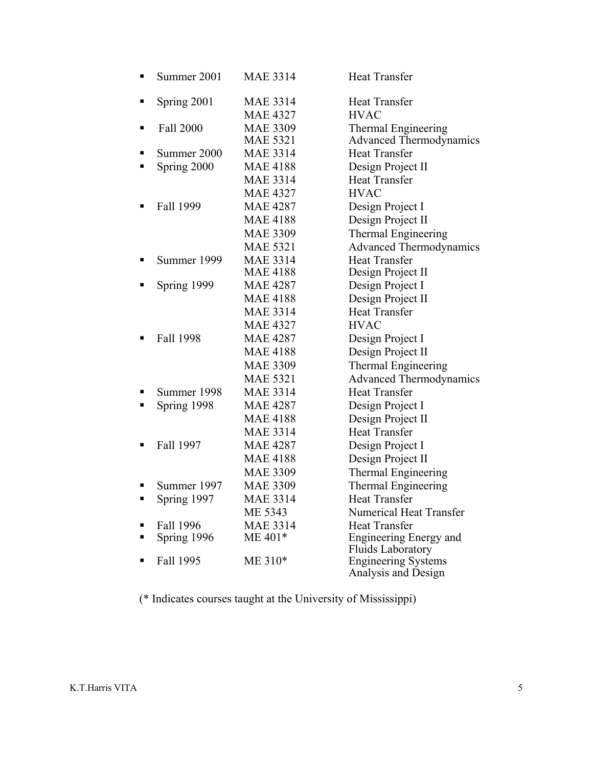| Term | Course | Title |
|---|---|---|
| Summer 2001 | MAE 3314 | Heat Transfer |
| Spring 2001 | MAE 3314 | Heat Transfer |
| | MAE 4327 | HVAC |
| Fall 2000 | MAE 3309 | Thermal Engineering |
| | MAE 5321 | Advanced Thermodynamics |
| Summer 2000 | MAE 3314 | Heat Transfer |
| Spring 2000 | MAE 4188 | Design Project II |
| | MAE 3314 | Heat Transfer |
| | MAE 4327 | HVAC |
| Fall 1999 | MAE 4287 | Design Project I |
| | MAE 4188 | Design Project II |
| | MAE 3309 | Thermal Engineering |
| | MAE 5321 | Advanced Thermodynamics |
| Summer 1999 | MAE 3314 | Heat Transfer |
| | MAE 4188 | Design Project II |
| Spring 1999 | MAE 4287 | Design Project I |
| | MAE 4188 | Design Project II |
| | MAE 3314 | Heat Transfer |
| | MAE 4327 | HVAC |
| Fall 1998 | MAE 4287 | Design Project I |
| | MAE 4188 | Design Project II |
| | MAE 3309 | Thermal Engineering |
| | MAE 5321 | Advanced Thermodynamics |
| Summer 1998 | MAE 3314 | Heat Transfer |
| Spring 1998 | MAE 4287 | Design Project I |
| | MAE 4188 | Design Project II |
| | MAE 3314 | Heat Transfer |
| Fall 1997 | MAE 4287 | Design Project I |
| | MAE 4188 | Design Project II |
| | MAE 3309 | Thermal Engineering |
| Summer 1997 | MAE 3309 | Thermal Engineering |
| Spring 1997 | MAE 3314 | Heat Transfer |
| | ME 5343 | Numerical Heat Transfer |
| Fall 1996 | MAE 3314 | Heat Transfer |
| Spring 1996 | ME 401* | Engineering Energy and Fluids Laboratory |
| Fall 1995 | ME 310* | Engineering Systems Analysis and Design |

(* Indicates courses taught at the University of Mississippi)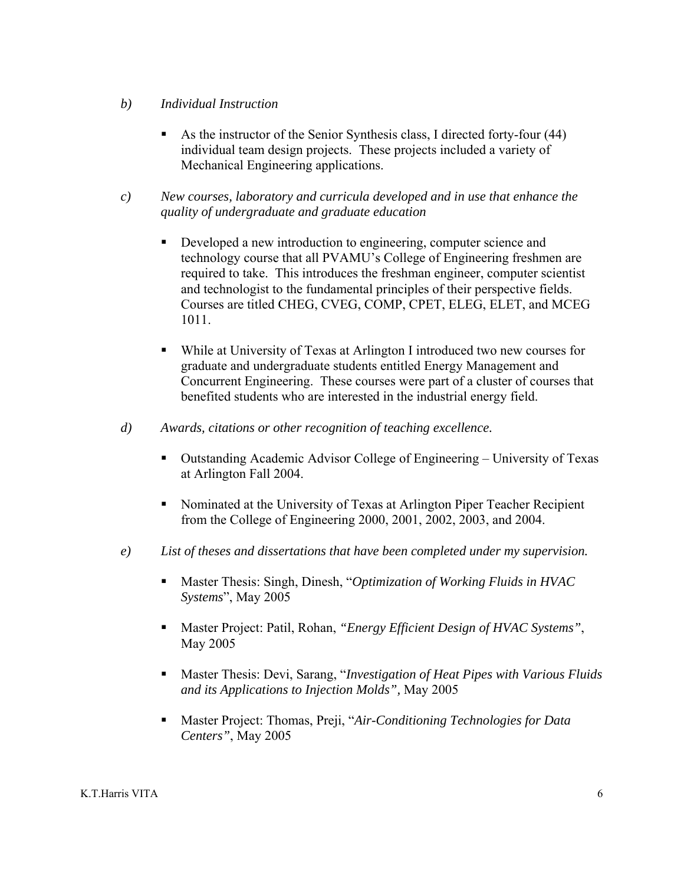*b) Individual Instruction*

- As the instructor of the Senior Synthesis class, I directed forty-four (44) individual team design projects. These projects included a variety of Mechanical Engineering applications.

*c) New courses, laboratory and curricula developed and in use that enhance the quality of undergraduate and graduate education*

- Developed a new introduction to engineering, computer science and technology course that all PVAMU's College of Engineering freshmen are required to take. This introduces the freshman engineer, computer scientist and technologist to the fundamental principles of their perspective fields. Courses are titled CHEG, CVEG, COMP, CPET, ELEG, ELET, and MCEG 1011.

- While at University of Texas at Arlington I introduced two new courses for graduate and undergraduate students entitled Energy Management and Concurrent Engineering. These courses were part of a cluster of courses that benefited students who are interested in the industrial energy field.

*d) Awards, citations or other recognition of teaching excellence.*

- Outstanding Academic Advisor College of Engineering – University of Texas at Arlington Fall 2004.

- Nominated at the University of Texas at Arlington Piper Teacher Recipient from the College of Engineering 2000, 2001, 2002, 2003, and 2004.

*e) List of theses and dissertations that have been completed under my supervision.*

- Master Thesis: Singh, Dinesh, "*Optimization of Working Fluids in HVAC Systems*", May 2005

- Master Project: Patil, Rohan, *"Energy Efficient Design of HVAC Systems"*, May 2005

- Master Thesis: Devi, Sarang, "*Investigation of Heat Pipes with Various Fluids and its Applications to Injection Molds",* May 2005

- Master Project: Thomas, Preji, "*Air-Conditioning Technologies for Data Centers"*, May 2005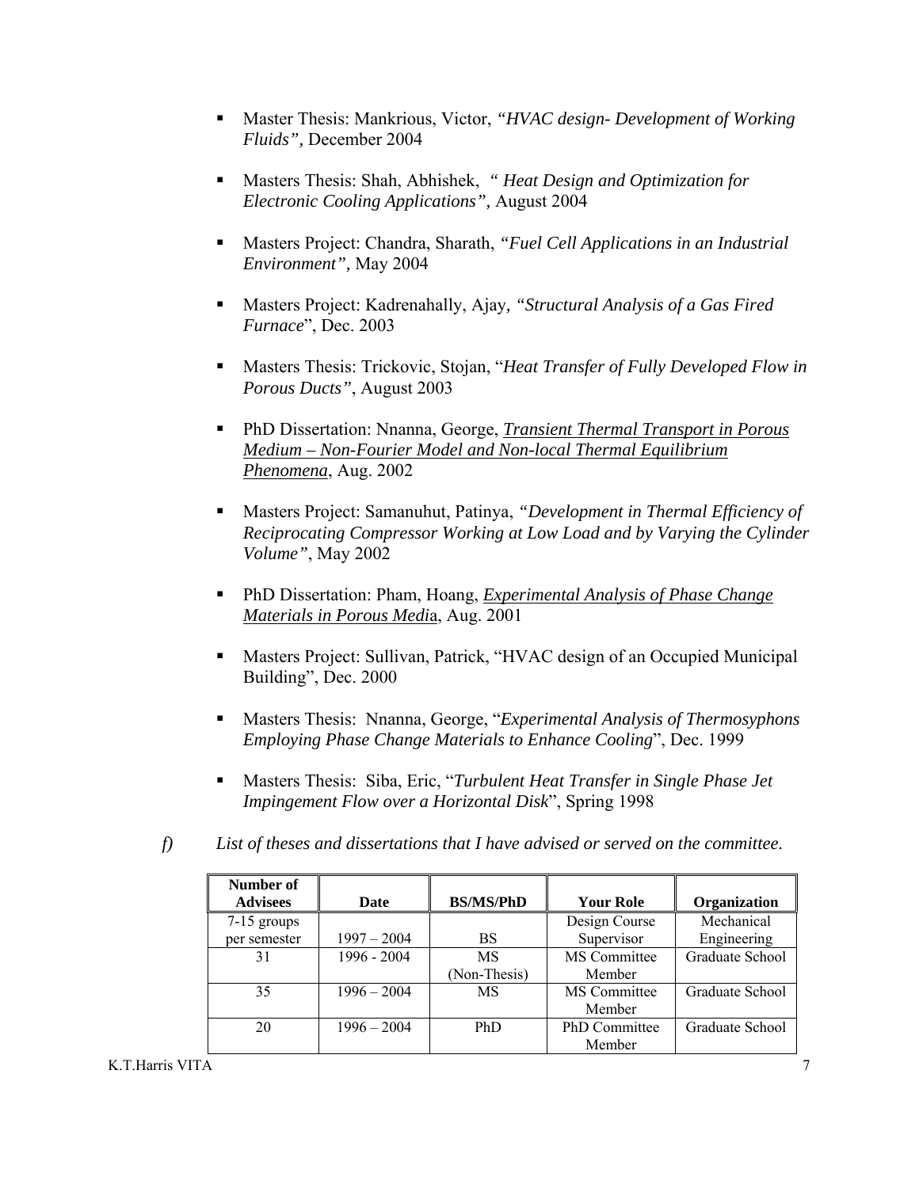- Master Thesis: Mankrious, Victor, *"HVAC design- Development of Working Fluids",* December 2004

- Masters Thesis: Shah, Abhishek, *" Heat Design and Optimization for Electronic Cooling Applications",* August 2004

- Masters Project: Chandra, Sharath, *"Fuel Cell Applications in an Industrial Environment",* May 2004

- Masters Project: Kadrenahally, Ajay, *"Structural Analysis of a Gas Fired Furnace*", Dec. 2003

- Masters Thesis: Trickovic, Stojan, "*Heat Transfer of Fully Developed Flow in Porous Ducts"*, August 2003

- PhD Dissertation: Nnanna, George, <u>*Transient Thermal Transport in Porous Medium – Non-Fourier Model and Non-local Thermal Equilibrium Phenomena*</u>, Aug. 2002

- Masters Project: Samanuhut, Patinya, *"Development in Thermal Efficiency of Reciprocating Compressor Working at Low Load and by Varying the Cylinder Volume"*, May 2002

- PhD Dissertation: Pham, Hoang, <u>*Experimental Analysis of Phase Change Materials in Porous Medi*a</u>, Aug. 2001

- Masters Project: Sullivan, Patrick, "HVAC design of an Occupied Municipal Building", Dec. 2000

- Masters Thesis: Nnanna, George, "*Experimental Analysis of Thermosyphons Employing Phase Change Materials to Enhance Cooling*", Dec. 1999

- Masters Thesis: Siba, Eric, "*Turbulent Heat Transfer in Single Phase Jet Impingement Flow over a Horizontal Disk*", Spring 1998

*f) List of theses and dissertations that I have advised or served on the committee.*

| Number of Advisees | Date | BS/MS/PhD | Your Role | Organization |
|---|---|---|---|---|
| 7-15 groups per semester | 1997 – 2004 | BS | Design Course Supervisor | Mechanical Engineering |
| 31 | 1996 - 2004 | MS (Non-Thesis) | MS Committee Member | Graduate School |
| 35 | 1996 – 2004 | MS | MS Committee Member | Graduate School |
| 20 | 1996 – 2004 | PhD | PhD Committee Member | Graduate School |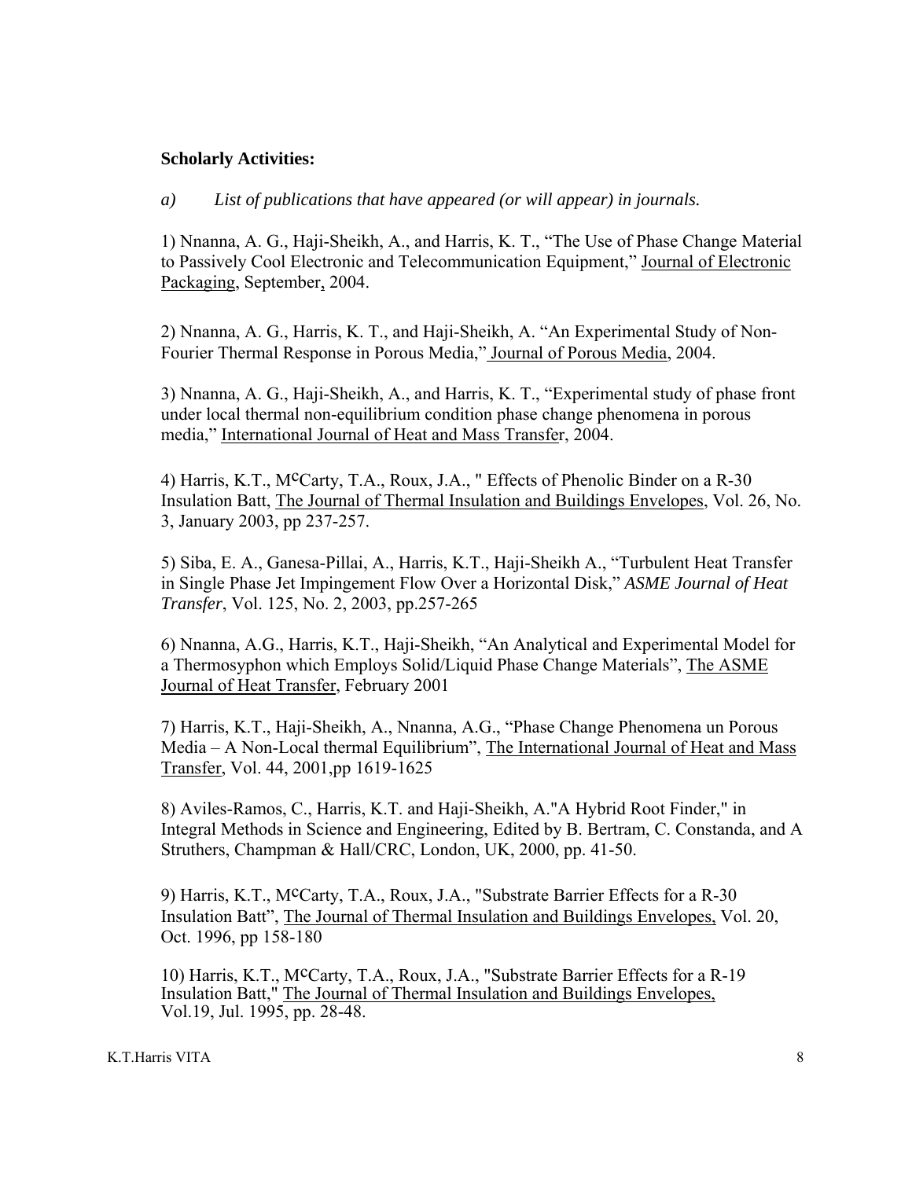**Scholarly Activities:**

*a) List of publications that have appeared (or will appear) in journals.*

1) Nnanna, A. G., Haji-Sheikh, A., and Harris, K. T., "The Use of Phase Change Material to Passively Cool Electronic and Telecommunication Equipment," Journal of Electronic Packaging, September, 2004.

2) Nnanna, A. G., Harris, K. T., and Haji-Sheikh, A. "An Experimental Study of Non-Fourier Thermal Response in Porous Media," Journal of Porous Media, 2004.

3) Nnanna, A. G., Haji-Sheikh, A., and Harris, K. T., "Experimental study of phase front under local thermal non-equilibrium condition phase change phenomena in porous media," International Journal of Heat and Mass Transfer, 2004.

4) Harris, K.T., McCarty, T.A., Roux, J.A., " Effects of Phenolic Binder on a R-30 Insulation Batt, The Journal of Thermal Insulation and Buildings Envelopes, Vol. 26, No. 3, January 2003, pp 237-257.

5) Siba, E. A., Ganesa-Pillai, A., Harris, K.T., Haji-Sheikh A., "Turbulent Heat Transfer in Single Phase Jet Impingement Flow Over a Horizontal Disk," *ASME Journal of Heat Transfer*, Vol. 125, No. 2, 2003, pp.257-265

6) Nnanna, A.G., Harris, K.T., Haji-Sheikh, "An Analytical and Experimental Model for a Thermosyphon which Employs Solid/Liquid Phase Change Materials", The ASME Journal of Heat Transfer, February 2001

7) Harris, K.T., Haji-Sheikh, A., Nnanna, A.G., "Phase Change Phenomena un Porous Media – A Non-Local thermal Equilibrium", The International Journal of Heat and Mass Transfer, Vol. 44, 2001,pp 1619-1625

8) Aviles-Ramos, C., Harris, K.T. and Haji-Sheikh, A."A Hybrid Root Finder," in Integral Methods in Science and Engineering, Edited by B. Bertram, C. Constanda, and A Struthers, Champman & Hall/CRC, London, UK, 2000, pp. 41-50.

9) Harris, K.T., McCarty, T.A., Roux, J.A., "Substrate Barrier Effects for a R-30 Insulation Batt", The Journal of Thermal Insulation and Buildings Envelopes, Vol. 20, Oct. 1996, pp 158-180

10) Harris, K.T., McCarty, T.A., Roux, J.A., "Substrate Barrier Effects for a R-19 Insulation Batt," The Journal of Thermal Insulation and Buildings Envelopes, Vol.19, Jul. 1995, pp. 28-48.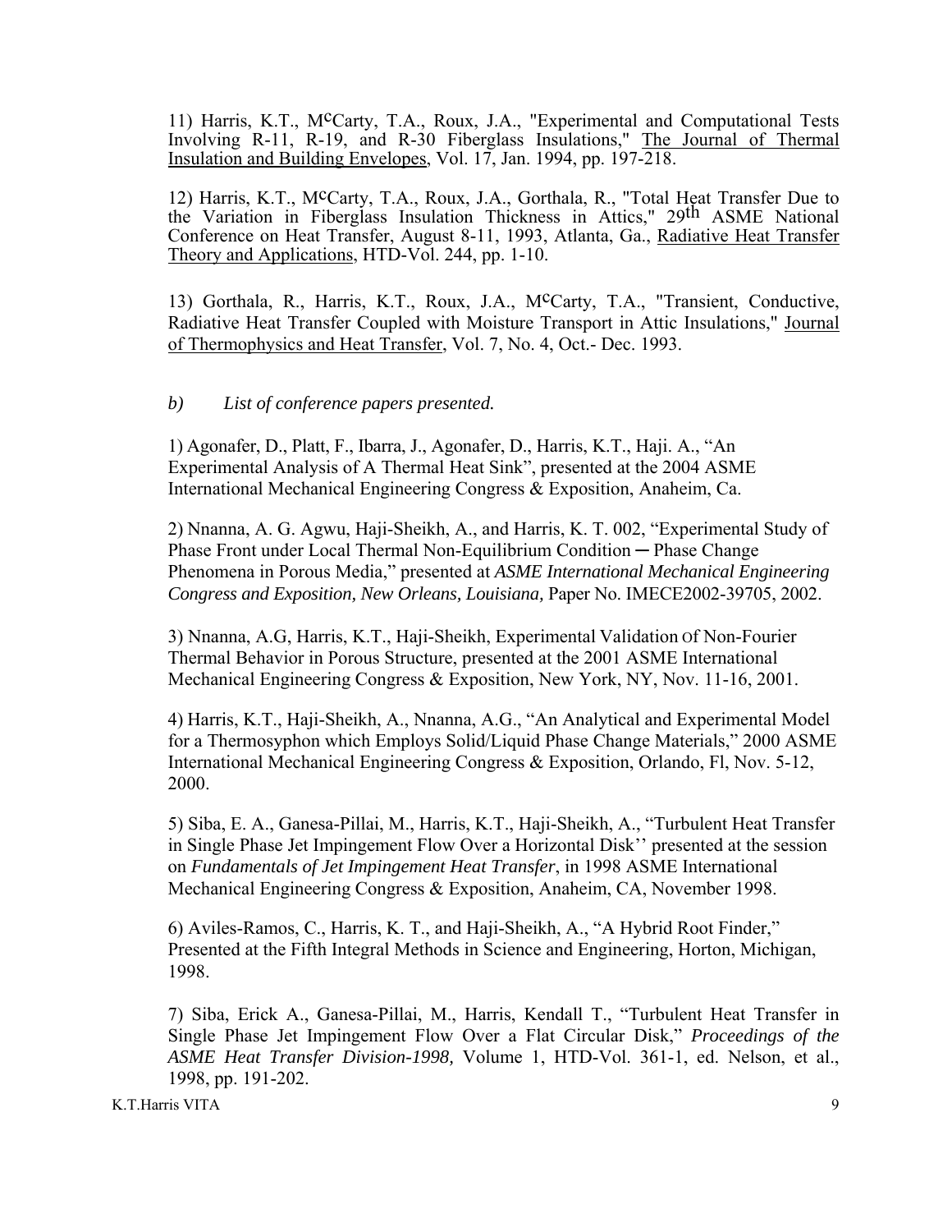11) Harris, K.T., McCarty, T.A., Roux, J.A., "Experimental and Computational Tests Involving R-11, R-19, and R-30 Fiberglass Insulations," The Journal of Thermal Insulation and Building Envelopes, Vol. 17, Jan. 1994, pp. 197-218.

12) Harris, K.T., McCarty, T.A., Roux, J.A., Gorthala, R., "Total Heat Transfer Due to the Variation in Fiberglass Insulation Thickness in Attics," 29th ASME National Conference on Heat Transfer, August 8-11, 1993, Atlanta, Ga., Radiative Heat Transfer Theory and Applications, HTD-Vol. 244, pp. 1-10.

13) Gorthala, R., Harris, K.T., Roux, J.A., McCarty, T.A., "Transient, Conductive, Radiative Heat Transfer Coupled with Moisture Transport in Attic Insulations," Journal of Thermophysics and Heat Transfer, Vol. 7, No. 4, Oct.- Dec. 1993.

*b) List of conference papers presented.*

1) Agonafer, D., Platt, F., Ibarra, J., Agonafer, D., Harris, K.T., Haji. A., "An Experimental Analysis of A Thermal Heat Sink", presented at the 2004 ASME International Mechanical Engineering Congress & Exposition, Anaheim, Ca.

2) Nnanna, A. G. Agwu, Haji-Sheikh, A., and Harris, K. T. 002, "Experimental Study of Phase Front under Local Thermal Non-Equilibrium Condition ─ Phase Change Phenomena in Porous Media," presented at *ASME International Mechanical Engineering Congress and Exposition, New Orleans, Louisiana,* Paper No. IMECE2002-39705, 2002.

3) Nnanna, A.G, Harris, K.T., Haji-Sheikh, Experimental Validation Of Non-Fourier Thermal Behavior in Porous Structure, presented at the 2001 ASME International Mechanical Engineering Congress & Exposition, New York, NY, Nov. 11-16, 2001.

4) Harris, K.T., Haji-Sheikh, A., Nnanna, A.G., "An Analytical and Experimental Model for a Thermosyphon which Employs Solid/Liquid Phase Change Materials," 2000 ASME International Mechanical Engineering Congress & Exposition, Orlando, Fl, Nov. 5-12, 2000.

5) Siba, E. A., Ganesa-Pillai, M., Harris, K.T., Haji-Sheikh, A., "Turbulent Heat Transfer in Single Phase Jet Impingement Flow Over a Horizontal Disk'' presented at the session on *Fundamentals of Jet Impingement Heat Transfer*, in 1998 ASME International Mechanical Engineering Congress & Exposition, Anaheim, CA, November 1998.

6) Aviles-Ramos, C., Harris, K. T., and Haji-Sheikh, A., "A Hybrid Root Finder," Presented at the Fifth Integral Methods in Science and Engineering, Horton, Michigan, 1998.

7) Siba, Erick A., Ganesa-Pillai, M., Harris, Kendall T., "Turbulent Heat Transfer in Single Phase Jet Impingement Flow Over a Flat Circular Disk," *Proceedings of the ASME Heat Transfer Division-1998,* Volume 1, HTD-Vol. 361-1, ed. Nelson, et al., 1998, pp. 191-202.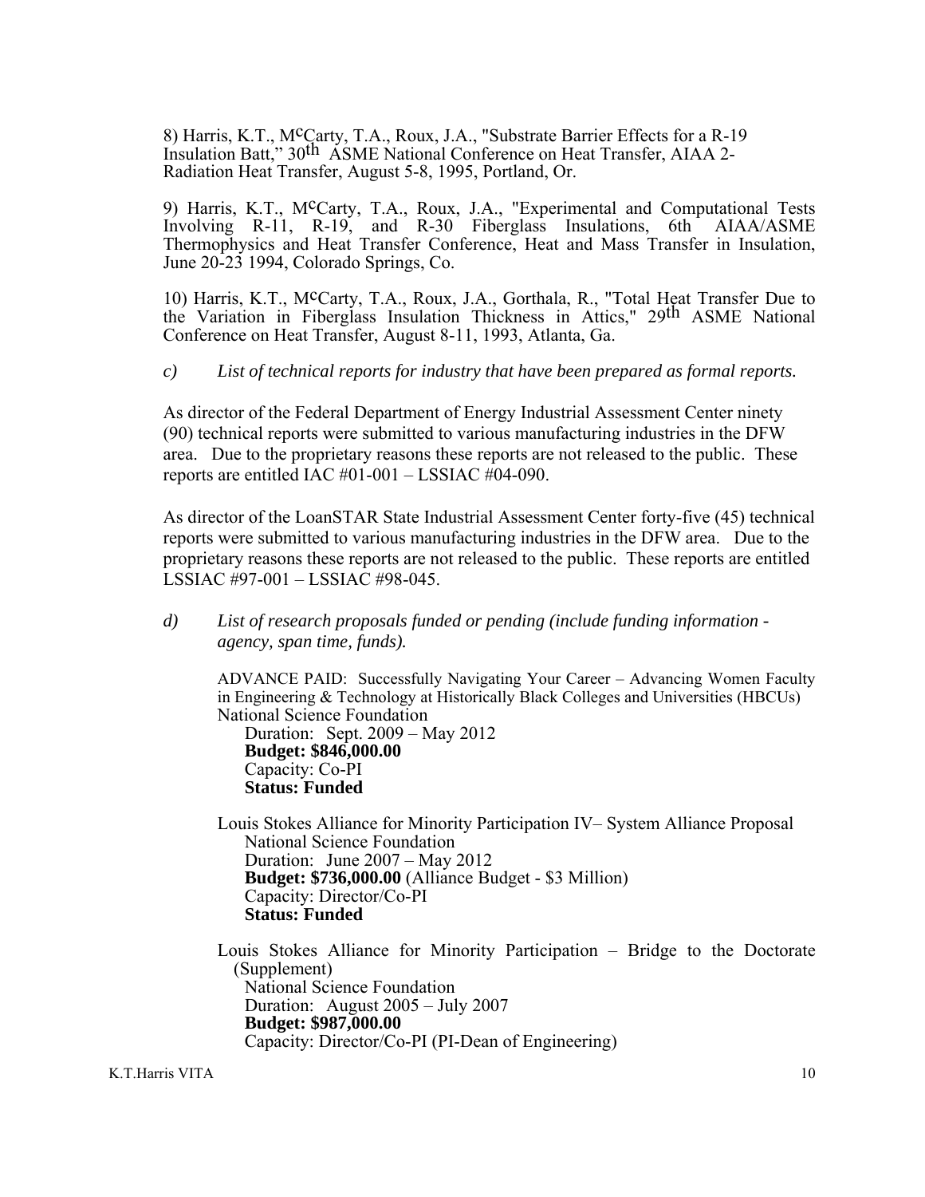8) Harris, K.T., McCarty, T.A., Roux, J.A., "Substrate Barrier Effects for a R-19 Insulation Batt," 30th ASME National Conference on Heat Transfer, AIAA 2-Radiation Heat Transfer, August 5-8, 1995, Portland, Or.

9) Harris, K.T., McCarty, T.A., Roux, J.A., "Experimental and Computational Tests Involving R-11, R-19, and R-30 Fiberglass Insulations, 6th AIAA/ASME Thermophysics and Heat Transfer Conference, Heat and Mass Transfer in Insulation, June 20-23 1994, Colorado Springs, Co.

10) Harris, K.T., McCarty, T.A., Roux, J.A., Gorthala, R., "Total Heat Transfer Due to the Variation in Fiberglass Insulation Thickness in Attics," 29th ASME National Conference on Heat Transfer, August 8-11, 1993, Atlanta, Ga.

c) *List of technical reports for industry that have been prepared as formal reports.*

As director of the Federal Department of Energy Industrial Assessment Center ninety (90) technical reports were submitted to various manufacturing industries in the DFW area. Due to the proprietary reasons these reports are not released to the public. These reports are entitled IAC #01-001 – LSSIAC #04-090.

As director of the LoanSTAR State Industrial Assessment Center forty-five (45) technical reports were submitted to various manufacturing industries in the DFW area. Due to the proprietary reasons these reports are not released to the public. These reports are entitled LSSIAC #97-001 – LSSIAC #98-045.

d) *List of research proposals funded or pending (include funding information - agency, span time, funds).*

ADVANCE PAID: Successfully Navigating Your Career – Advancing Women Faculty in Engineering & Technology at Historically Black Colleges and Universities (HBCUs)
National Science Foundation
Duration: Sept. 2009 – May 2012
**Budget: $846,000.00**
Capacity: Co-PI
**Status: Funded**

Louis Stokes Alliance for Minority Participation IV– System Alliance Proposal
National Science Foundation
Duration: June 2007 – May 2012
**Budget: $736,000.00** (Alliance Budget - $3 Million)
Capacity: Director/Co-PI
**Status: Funded**

Louis Stokes Alliance for Minority Participation – Bridge to the Doctorate (Supplement)
National Science Foundation
Duration: August 2005 – July 2007
**Budget: $987,000.00**
Capacity: Director/Co-PI (PI-Dean of Engineering)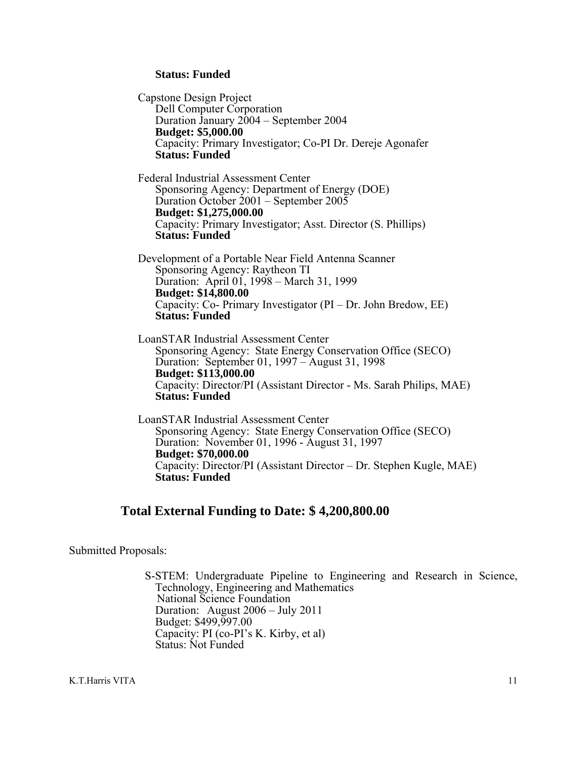**Status: Funded**

Capstone Design Project
Dell Computer Corporation
Duration January 2004 – September 2004
**Budget: $5,000.00**
Capacity: Primary Investigator; Co-PI Dr. Dereje Agonafer
**Status: Funded**

Federal Industrial Assessment Center
Sponsoring Agency: Department of Energy (DOE)
Duration October 2001 – September 2005
**Budget: $1,275,000.00**
Capacity: Primary Investigator; Asst. Director (S. Phillips)
**Status: Funded**

Development of a Portable Near Field Antenna Scanner
Sponsoring Agency: Raytheon TI
Duration: April 01, 1998 – March 31, 1999
**Budget: $14,800.00**
Capacity: Co- Primary Investigator (PI – Dr. John Bredow, EE)
**Status: Funded**

LoanSTAR Industrial Assessment Center
Sponsoring Agency: State Energy Conservation Office (SECO)
Duration: September 01, 1997 – August 31, 1998
**Budget: $113,000.00**
Capacity: Director/PI (Assistant Director - Ms. Sarah Philips, MAE)
**Status: Funded**

LoanSTAR Industrial Assessment Center
Sponsoring Agency: State Energy Conservation Office (SECO)
Duration: November 01, 1996 - August 31, 1997
**Budget: $70,000.00**
Capacity: Director/PI (Assistant Director – Dr. Stephen Kugle, MAE)
**Status: Funded**

## Total External Funding to Date: $ 4,200,800.00

Submitted Proposals:

S-STEM: Undergraduate Pipeline to Engineering and Research in Science, Technology, Engineering and Mathematics
National Science Foundation
Duration: August 2006 – July 2011
Budget: $499,997.00
Capacity: PI (co-PI's K. Kirby, et al)
Status: Not Funded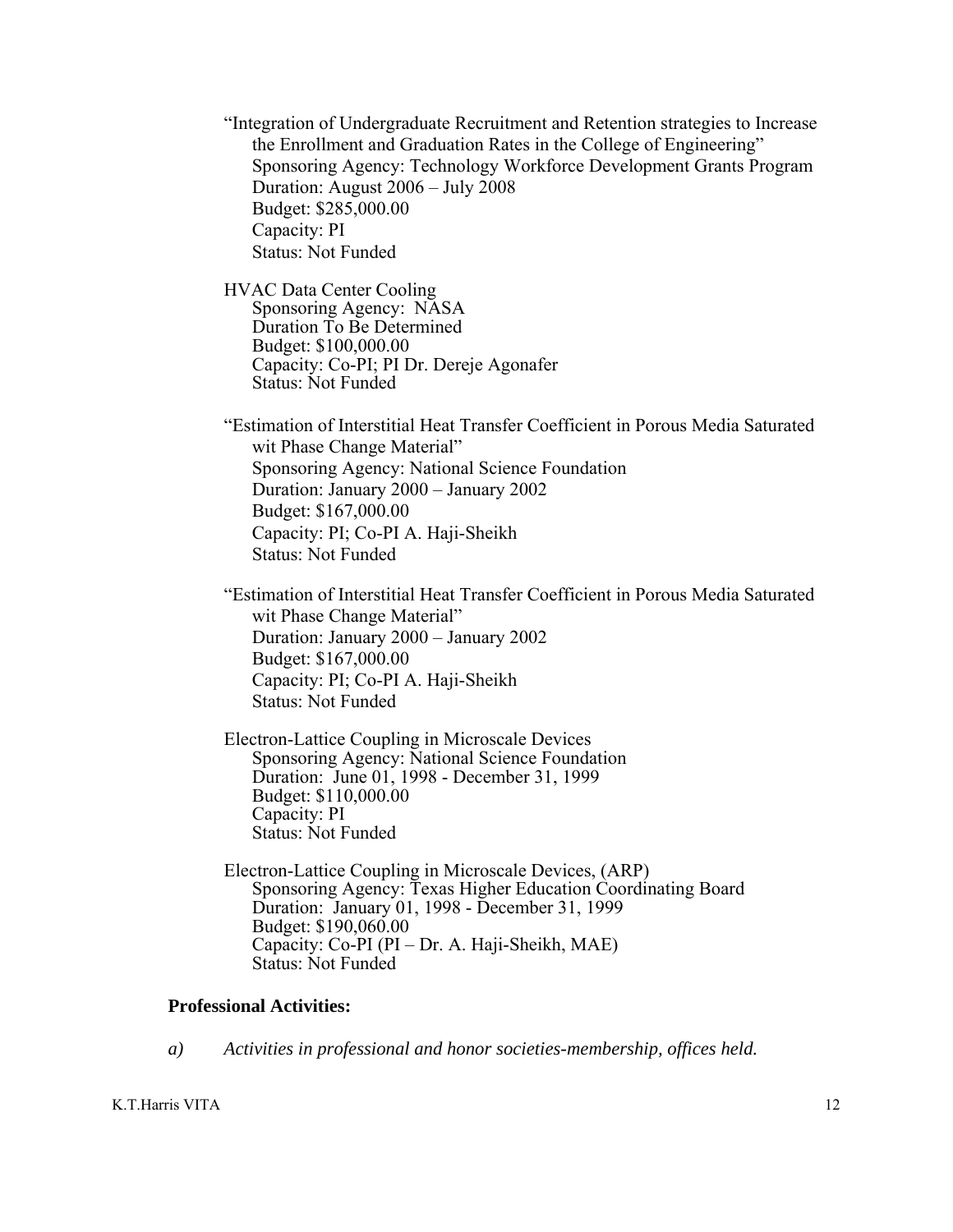"Integration of Undergraduate Recruitment and Retention strategies to Increase the Enrollment and Graduation Rates in the College of Engineering"
Sponsoring Agency: Technology Workforce Development Grants Program
Duration: August 2006 – July 2008
Budget: $285,000.00
Capacity: PI
Status: Not Funded

HVAC Data Center Cooling
Sponsoring Agency: NASA
Duration To Be Determined
Budget: $100,000.00
Capacity: Co-PI; PI Dr. Dereje Agonafer
Status: Not Funded

"Estimation of Interstitial Heat Transfer Coefficient in Porous Media Saturated wit Phase Change Material"
Sponsoring Agency: National Science Foundation
Duration: January 2000 – January 2002
Budget: $167,000.00
Capacity: PI; Co-PI A. Haji-Sheikh
Status: Not Funded

"Estimation of Interstitial Heat Transfer Coefficient in Porous Media Saturated wit Phase Change Material"
Duration: January 2000 – January 2002
Budget: $167,000.00
Capacity: PI; Co-PI A. Haji-Sheikh
Status: Not Funded

Electron-Lattice Coupling in Microscale Devices
Sponsoring Agency: National Science Foundation
Duration: June 01, 1998 - December 31, 1999
Budget: $110,000.00
Capacity: PI
Status: Not Funded

Electron-Lattice Coupling in Microscale Devices, (ARP)
Sponsoring Agency: Texas Higher Education Coordinating Board
Duration: January 01, 1998 - December 31, 1999
Budget: $190,060.00
Capacity: Co-PI (PI – Dr. A. Haji-Sheikh, MAE)
Status: Not Funded

**Professional Activities:**

*a) Activities in professional and honor societies-membership, offices held.*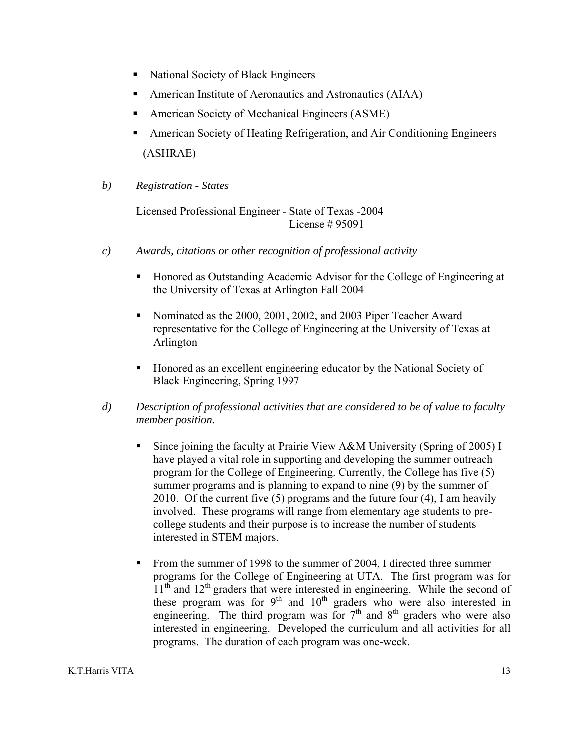- National Society of Black Engineers
- American Institute of Aeronautics and Astronautics (AIAA)
- American Society of Mechanical Engineers (ASME)
- American Society of Heating Refrigeration, and Air Conditioning Engineers (ASHRAE)

*b) Registration - States*

Licensed Professional Engineer - State of Texas -2004
License # 95091

*c) Awards, citations or other recognition of professional activity*

- Honored as Outstanding Academic Advisor for the College of Engineering at the University of Texas at Arlington Fall 2004
- Nominated as the 2000, 2001, 2002, and 2003 Piper Teacher Award representative for the College of Engineering at the University of Texas at Arlington
- Honored as an excellent engineering educator by the National Society of Black Engineering, Spring 1997

*d) Description of professional activities that are considered to be of value to faculty member position.*

- Since joining the faculty at Prairie View A&M University (Spring of 2005) I have played a vital role in supporting and developing the summer outreach program for the College of Engineering. Currently, the College has five (5) summer programs and is planning to expand to nine (9) by the summer of 2010. Of the current five (5) programs and the future four (4), I am heavily involved. These programs will range from elementary age students to pre-college students and their purpose is to increase the number of students interested in STEM majors.
- From the summer of 1998 to the summer of 2004, I directed three summer programs for the College of Engineering at UTA. The first program was for 11th and 12th graders that were interested in engineering. While the second of these program was for 9th and 10th graders who were also interested in engineering. The third program was for 7th and 8th graders who were also interested in engineering. Developed the curriculum and all activities for all programs. The duration of each program was one-week.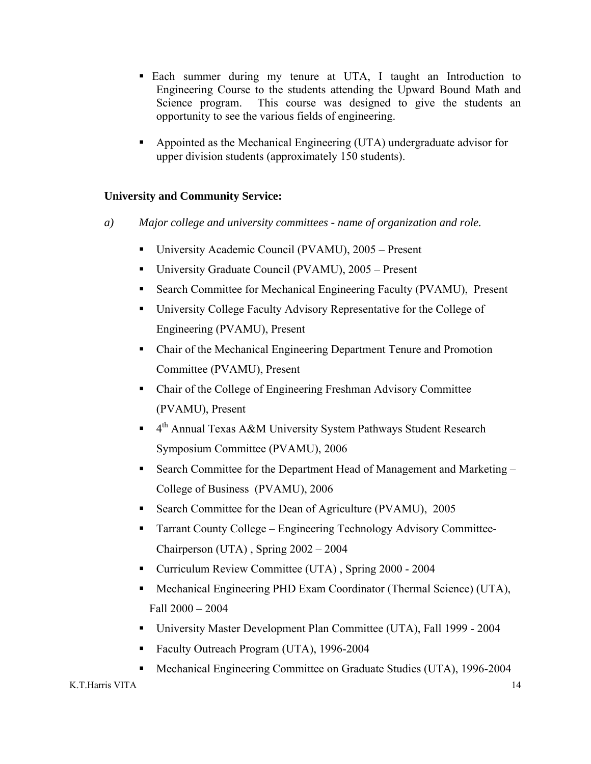- Each summer during my tenure at UTA, I taught an Introduction to Engineering Course to the students attending the Upward Bound Math and Science program. This course was designed to give the students an opportunity to see the various fields of engineering.

- Appointed as the Mechanical Engineering (UTA) undergraduate advisor for upper division students (approximately 150 students).

**University and Community Service:**

a) *Major college and university committees - name of organization and role.*

- University Academic Council (PVAMU), 2005 – Present
- University Graduate Council (PVAMU), 2005 – Present
- Search Committee for Mechanical Engineering Faculty (PVAMU), Present
- University College Faculty Advisory Representative for the College of Engineering (PVAMU), Present
- Chair of the Mechanical Engineering Department Tenure and Promotion Committee (PVAMU), Present
- Chair of the College of Engineering Freshman Advisory Committee (PVAMU), Present
- 4th Annual Texas A&M University System Pathways Student Research Symposium Committee (PVAMU), 2006
- Search Committee for the Department Head of Management and Marketing – College of Business (PVAMU), 2006
- Search Committee for the Dean of Agriculture (PVAMU), 2005
- Tarrant County College – Engineering Technology Advisory Committee-Chairperson (UTA) , Spring 2002 – 2004
- Curriculum Review Committee (UTA) , Spring 2000 - 2004
- Mechanical Engineering PHD Exam Coordinator (Thermal Science) (UTA), Fall 2000 – 2004
- University Master Development Plan Committee (UTA), Fall 1999 - 2004
- Faculty Outreach Program (UTA), 1996-2004
- Mechanical Engineering Committee on Graduate Studies (UTA), 1996-2004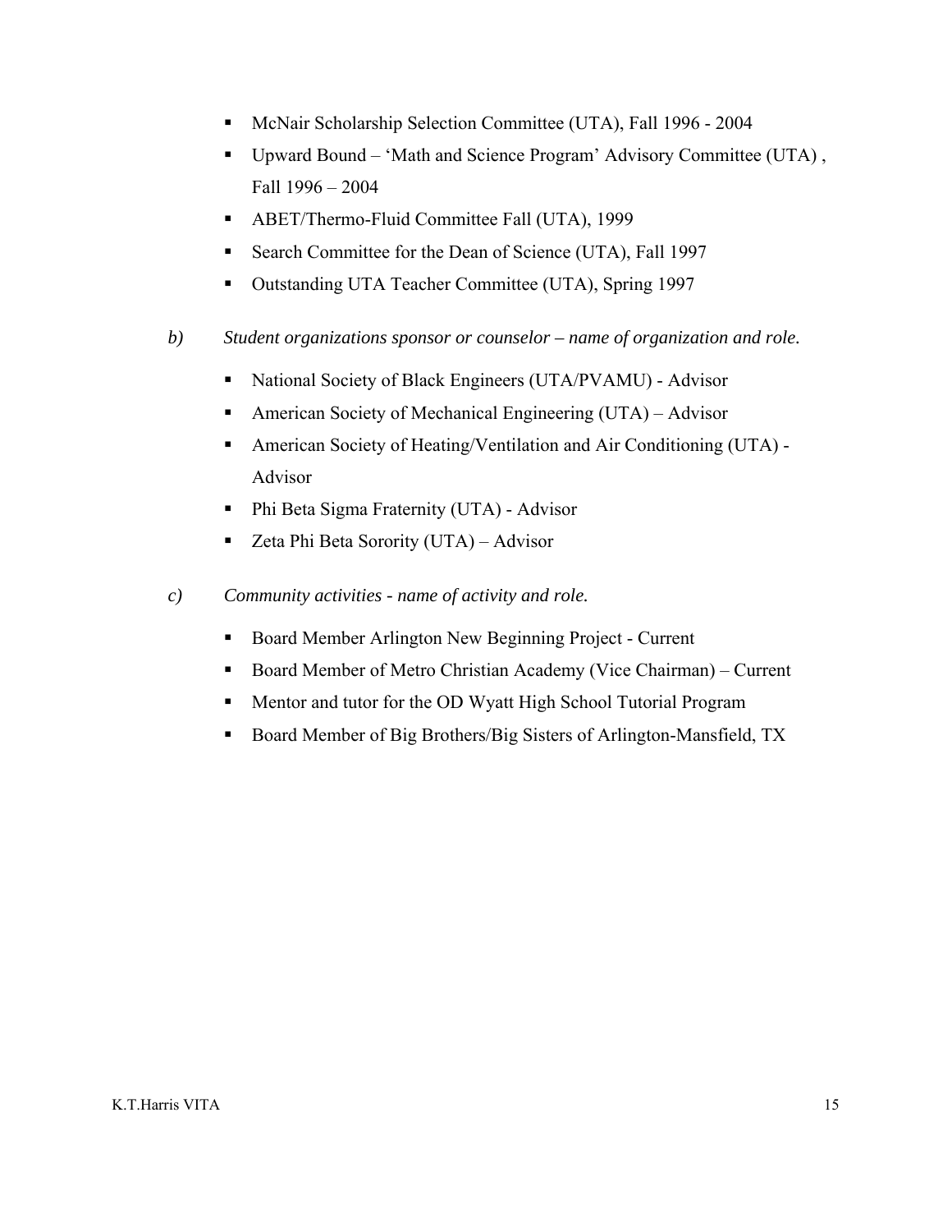- McNair Scholarship Selection Committee (UTA), Fall 1996 - 2004
- Upward Bound – 'Math and Science Program' Advisory Committee (UTA) , Fall 1996 – 2004
- ABET/Thermo-Fluid Committee Fall (UTA), 1999
- Search Committee for the Dean of Science (UTA), Fall 1997
- Outstanding UTA Teacher Committee (UTA), Spring 1997

*b)* *Student organizations sponsor or counselor – name of organization and role.*

- National Society of Black Engineers (UTA/PVAMU) - Advisor
- American Society of Mechanical Engineering (UTA) – Advisor
- American Society of Heating/Ventilation and Air Conditioning (UTA) - Advisor
- Phi Beta Sigma Fraternity (UTA) - Advisor
- Zeta Phi Beta Sorority (UTA) – Advisor

*c)* *Community activities - name of activity and role.*

- Board Member Arlington New Beginning Project - Current
- Board Member of Metro Christian Academy (Vice Chairman) – Current
- Mentor and tutor for the OD Wyatt High School Tutorial Program
- Board Member of Big Brothers/Big Sisters of Arlington-Mansfield, TX